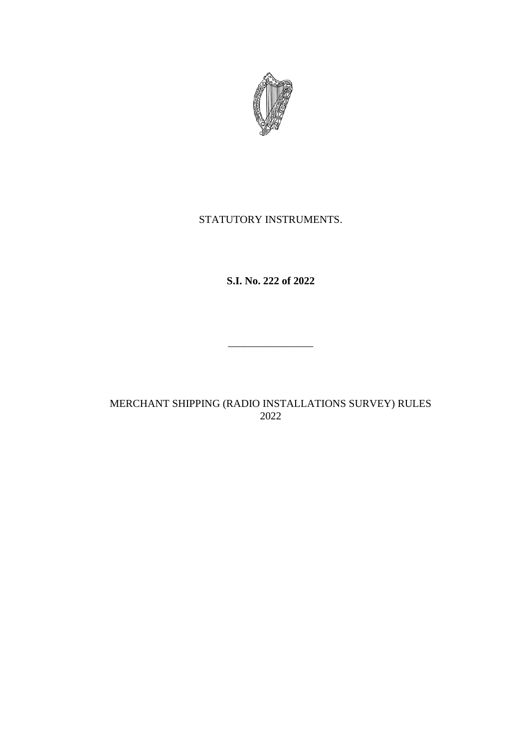STATUTORY INSTRUMENTS.

**S.I. No. 222 of 2022**

---

MERCHANT SHIPPING (RADIO INSTALLATIONS SURVEY) RULES 2022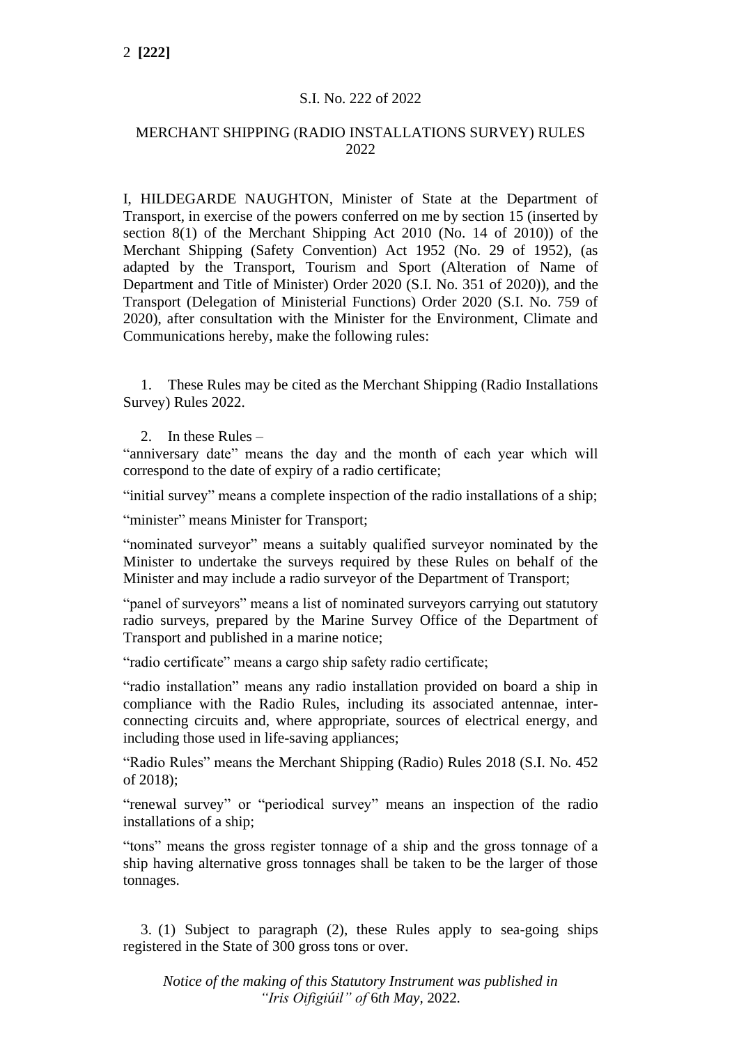S.I. No. 222 of 2022

MERCHANT SHIPPING (RADIO INSTALLATIONS SURVEY) RULES 2022

I, HILDEGARDE NAUGHTON, Minister of State at the Department of Transport, in exercise of the powers conferred on me by section 15 (inserted by section 8(1) of the Merchant Shipping Act 2010 (No. 14 of 2010)) of the Merchant Shipping (Safety Convention) Act 1952 (No. 29 of 1952), (as adapted by the Transport, Tourism and Sport (Alteration of Name of Department and Title of Minister) Order 2020 (S.I. No. 351 of 2020)), and the Transport (Delegation of Ministerial Functions) Order 2020 (S.I. No. 759 of 2020), after consultation with the Minister for the Environment, Climate and Communications hereby, make the following rules:

1. These Rules may be cited as the Merchant Shipping (Radio Installations Survey) Rules 2022.

2. In these Rules –

"anniversary date" means the day and the month of each year which will correspond to the date of expiry of a radio certificate;

"initial survey" means a complete inspection of the radio installations of a ship;

"minister" means Minister for Transport;

"nominated surveyor" means a suitably qualified surveyor nominated by the Minister to undertake the surveys required by these Rules on behalf of the Minister and may include a radio surveyor of the Department of Transport;

"panel of surveyors" means a list of nominated surveyors carrying out statutory radio surveys, prepared by the Marine Survey Office of the Department of Transport and published in a marine notice;

"radio certificate" means a cargo ship safety radio certificate;

"radio installation" means any radio installation provided on board a ship in compliance with the Radio Rules, including its associated antennae, inter-connecting circuits and, where appropriate, sources of electrical energy, and including those used in life-saving appliances;

"Radio Rules" means the Merchant Shipping (Radio) Rules 2018 (S.I. No. 452 of 2018);

"renewal survey" or "periodical survey" means an inspection of the radio installations of a ship;

"tons" means the gross register tonnage of a ship and the gross tonnage of a ship having alternative gross tonnages shall be taken to be the larger of those tonnages.

3. (1) Subject to paragraph (2), these Rules apply to sea-going ships registered in the State of 300 gross tons or over.

*Notice of the making of this Statutory Instrument was published in "Iris Oifigiúil" of 6th May, 2022.*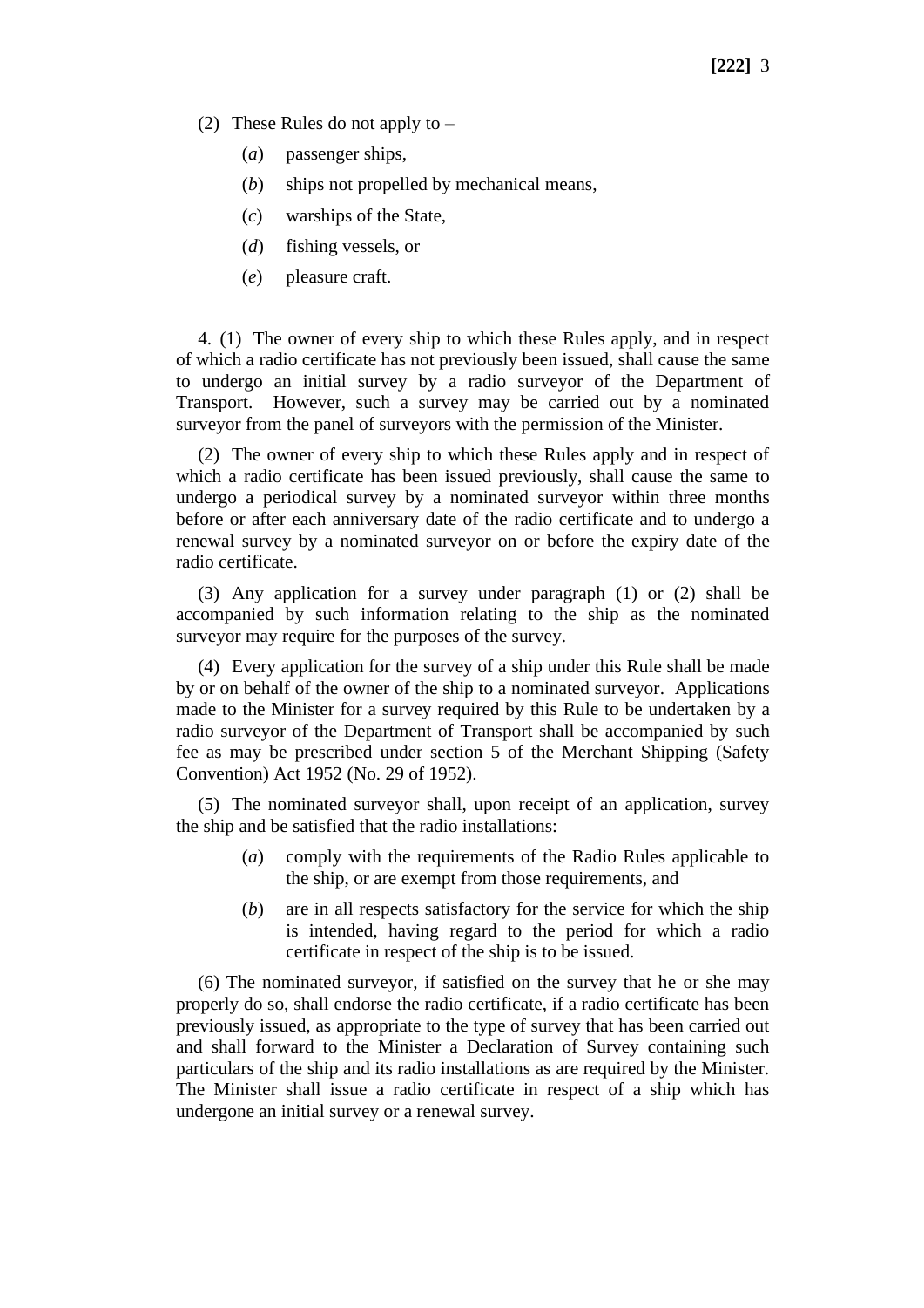(2) These Rules do not apply to –

(*a*) passenger ships,

(*b*) ships not propelled by mechanical means,

(*c*) warships of the State,

(*d*) fishing vessels, or

(*e*) pleasure craft.

4. (1) The owner of every ship to which these Rules apply, and in respect of which a radio certificate has not previously been issued, shall cause the same to undergo an initial survey by a radio surveyor of the Department of Transport. However, such a survey may be carried out by a nominated surveyor from the panel of surveyors with the permission of the Minister.

(2) The owner of every ship to which these Rules apply and in respect of which a radio certificate has been issued previously, shall cause the same to undergo a periodical survey by a nominated surveyor within three months before or after each anniversary date of the radio certificate and to undergo a renewal survey by a nominated surveyor on or before the expiry date of the radio certificate.

(3) Any application for a survey under paragraph (1) or (2) shall be accompanied by such information relating to the ship as the nominated surveyor may require for the purposes of the survey.

(4) Every application for the survey of a ship under this Rule shall be made by or on behalf of the owner of the ship to a nominated surveyor. Applications made to the Minister for a survey required by this Rule to be undertaken by a radio surveyor of the Department of Transport shall be accompanied by such fee as may be prescribed under section 5 of the Merchant Shipping (Safety Convention) Act 1952 (No. 29 of 1952).

(5) The nominated surveyor shall, upon receipt of an application, survey the ship and be satisfied that the radio installations:

(*a*) comply with the requirements of the Radio Rules applicable to the ship, or are exempt from those requirements, and

(*b*) are in all respects satisfactory for the service for which the ship is intended, having regard to the period for which a radio certificate in respect of the ship is to be issued.

(6) The nominated surveyor, if satisfied on the survey that he or she may properly do so, shall endorse the radio certificate, if a radio certificate has been previously issued, as appropriate to the type of survey that has been carried out and shall forward to the Minister a Declaration of Survey containing such particulars of the ship and its radio installations as are required by the Minister. The Minister shall issue a radio certificate in respect of a ship which has undergone an initial survey or a renewal survey.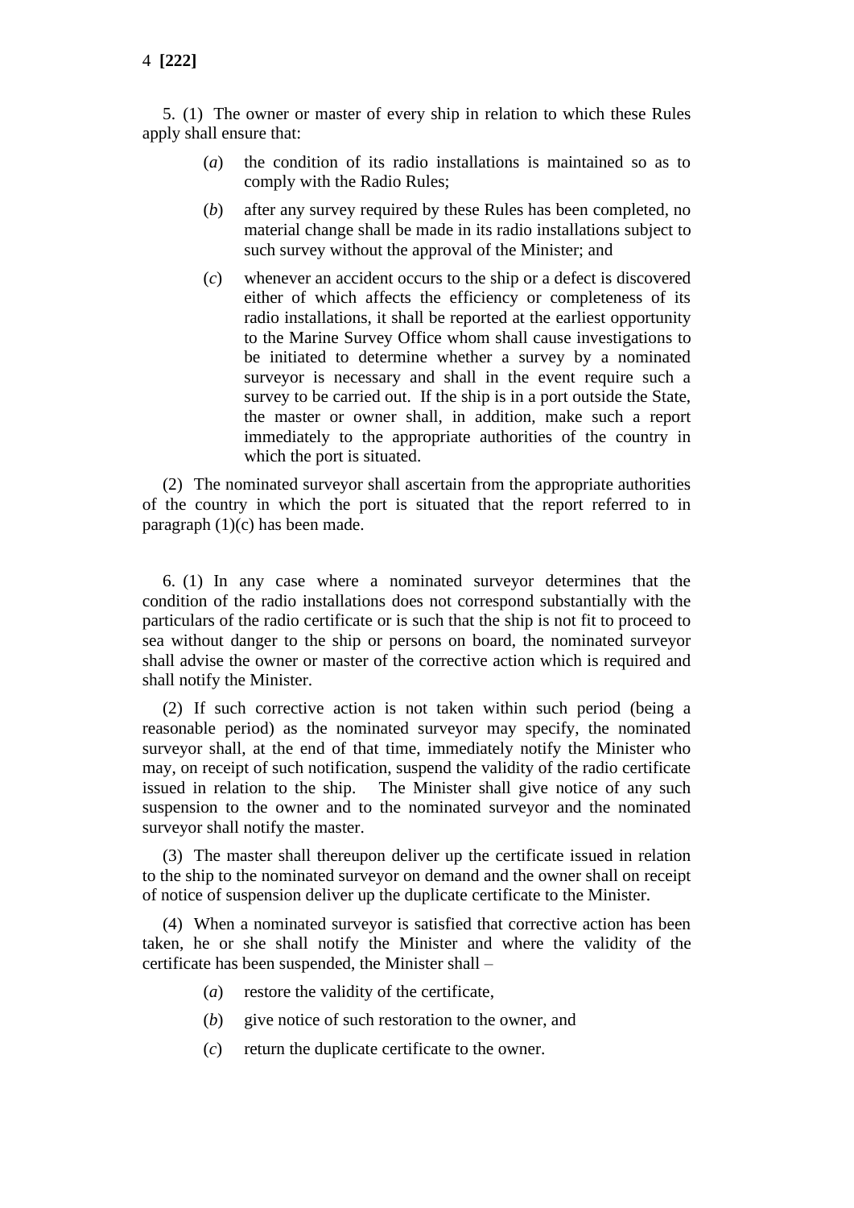5. (1) The owner or master of every ship in relation to which these Rules apply shall ensure that:

(*a*) the condition of its radio installations is maintained so as to comply with the Radio Rules;

(*b*) after any survey required by these Rules has been completed, no material change shall be made in its radio installations subject to such survey without the approval of the Minister; and

(*c*) whenever an accident occurs to the ship or a defect is discovered either of which affects the efficiency or completeness of its radio installations, it shall be reported at the earliest opportunity to the Marine Survey Office whom shall cause investigations to be initiated to determine whether a survey by a nominated surveyor is necessary and shall in the event require such a survey to be carried out. If the ship is in a port outside the State, the master or owner shall, in addition, make such a report immediately to the appropriate authorities of the country in which the port is situated.

(2) The nominated surveyor shall ascertain from the appropriate authorities of the country in which the port is situated that the report referred to in paragraph (1)(c) has been made.

6. (1) In any case where a nominated surveyor determines that the condition of the radio installations does not correspond substantially with the particulars of the radio certificate or is such that the ship is not fit to proceed to sea without danger to the ship or persons on board, the nominated surveyor shall advise the owner or master of the corrective action which is required and shall notify the Minister.

(2) If such corrective action is not taken within such period (being a reasonable period) as the nominated surveyor may specify, the nominated surveyor shall, at the end of that time, immediately notify the Minister who may, on receipt of such notification, suspend the validity of the radio certificate issued in relation to the ship. The Minister shall give notice of any such suspension to the owner and to the nominated surveyor and the nominated surveyor shall notify the master.

(3) The master shall thereupon deliver up the certificate issued in relation to the ship to the nominated surveyor on demand and the owner shall on receipt of notice of suspension deliver up the duplicate certificate to the Minister.

(4) When a nominated surveyor is satisfied that corrective action has been taken, he or she shall notify the Minister and where the validity of the certificate has been suspended, the Minister shall –

(*a*) restore the validity of the certificate,

(*b*) give notice of such restoration to the owner, and

(*c*) return the duplicate certificate to the owner.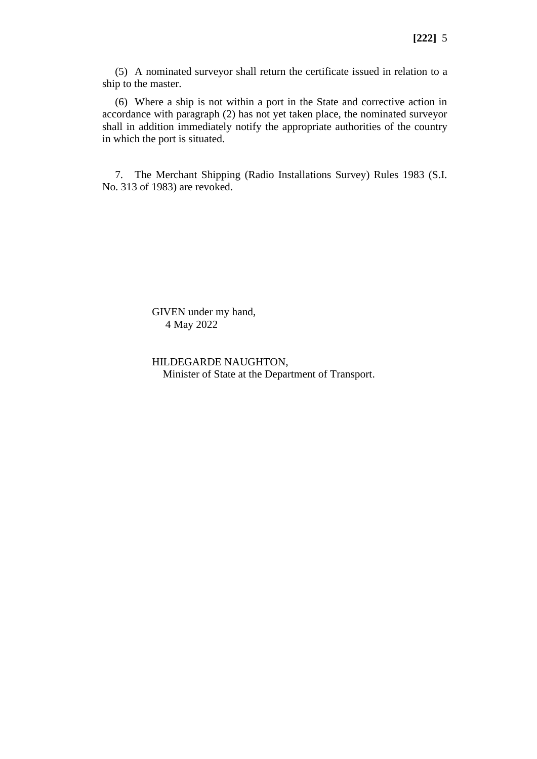(5) A nominated surveyor shall return the certificate issued in relation to a ship to the master.

(6) Where a ship is not within a port in the State and corrective action in accordance with paragraph (2) has not yet taken place, the nominated surveyor shall in addition immediately notify the appropriate authorities of the country in which the port is situated.

7. The Merchant Shipping (Radio Installations Survey) Rules 1983 (S.I. No. 313 of 1983) are revoked.

GIVEN under my hand,
4 May 2022

HILDEGARDE NAUGHTON,
Minister of State at the Department of Transport.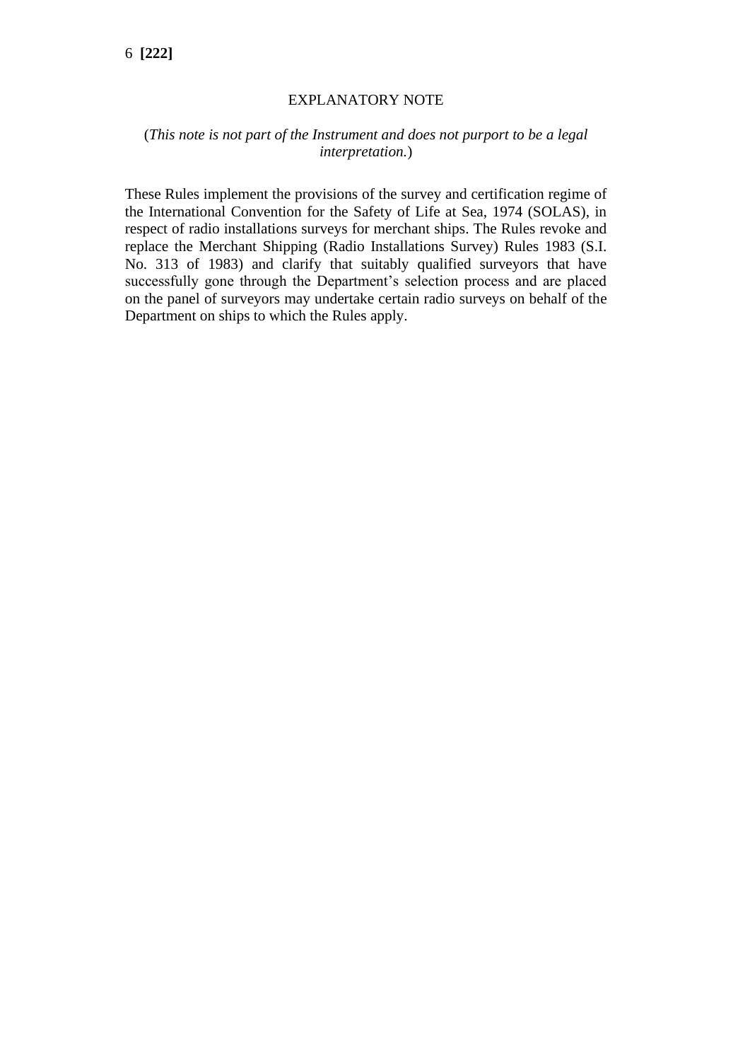# EXPLANATORY NOTE

(*This note is not part of the Instrument and does not purport to be a legal interpretation.*)

These Rules implement the provisions of the survey and certification regime of the International Convention for the Safety of Life at Sea, 1974 (SOLAS), in respect of radio installations surveys for merchant ships. The Rules revoke and replace the Merchant Shipping (Radio Installations Survey) Rules 1983 (S.I. No. 313 of 1983) and clarify that suitably qualified surveyors that have successfully gone through the Department's selection process and are placed on the panel of surveyors may undertake certain radio surveys on behalf of the Department on ships to which the Rules apply.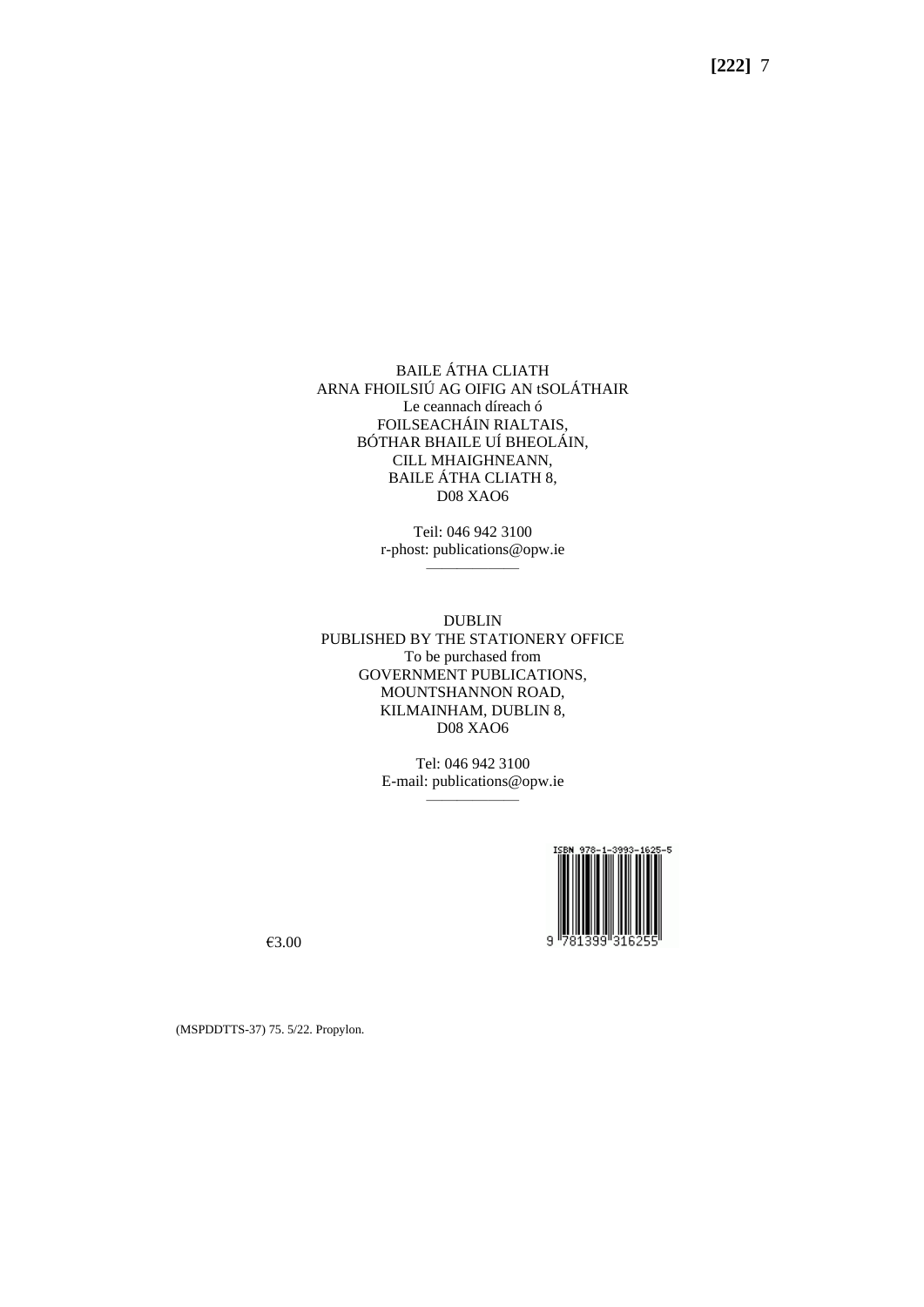BAILE ÁTHA CLIATH
ARNA FHOILSIÚ AG OIFIG AN tSOLÁTHAIR
Le ceannach díreach ó
FOILSEACHÁIN RIALTAIS,
BÓTHAR BHAILE UÍ BHEOLÁIN,
CILL MHAIGHNEANN,
BAILE ÁTHA CLIATH 8,
D08 XAO6

Teil: 046 942 3100
r-phost: publications@opw.ie

---

DUBLIN
PUBLISHED BY THE STATIONERY OFFICE
To be purchased from
GOVERNMENT PUBLICATIONS,
MOUNTSHANNON ROAD,
KILMAINHAM, DUBLIN 8,
D08 XAO6

Tel: 046 942 3100
E-mail: publications@opw.ie

---

ISBN 978-1-3993-1625-5

9 781399 316255

€3.00

(MSPDDTTS-37) 75. 5/22. Propylon.